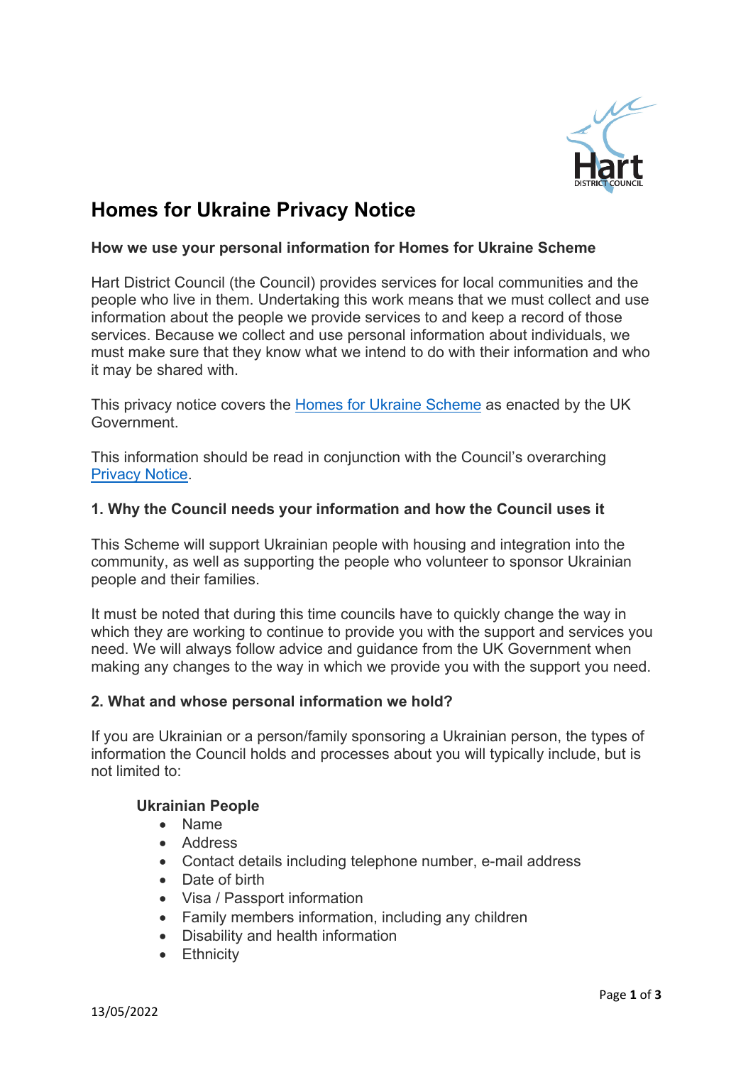# Homes for Ukraine Privacy Notice

**How we use your personal information for Homes for Ukraine Scheme**

Hart District Council (the Council) provides services for local communities and the people who live in them. Undertaking this work means that we must collect and use information about the people we provide services to and keep a record of those services. Because we collect and use personal information about individuals, we must make sure that they know what we intend to do with their information and who it may be shared with.

This privacy notice covers the Homes for Ukraine Scheme as enacted by the UK Government.

This information should be read in conjunction with the Council's overarching Privacy Notice.

**1. Why the Council needs your information and how the Council uses it**

This Scheme will support Ukrainian people with housing and integration into the community, as well as supporting the people who volunteer to sponsor Ukrainian people and their families.

It must be noted that during this time councils have to quickly change the way in which they are working to continue to provide you with the support and services you need. We will always follow advice and guidance from the UK Government when making any changes to the way in which we provide you with the support you need.

**2. What and whose personal information we hold?**

If you are Ukrainian or a person/family sponsoring a Ukrainian person, the types of information the Council holds and processes about you will typically include, but is not limited to:

**Ukrainian People**

- Name
- Address
- Contact details including telephone number, e-mail address
- Date of birth
- Visa / Passport information
- Family members information, including any children
- Disability and health information
- Ethnicity

13/05/2022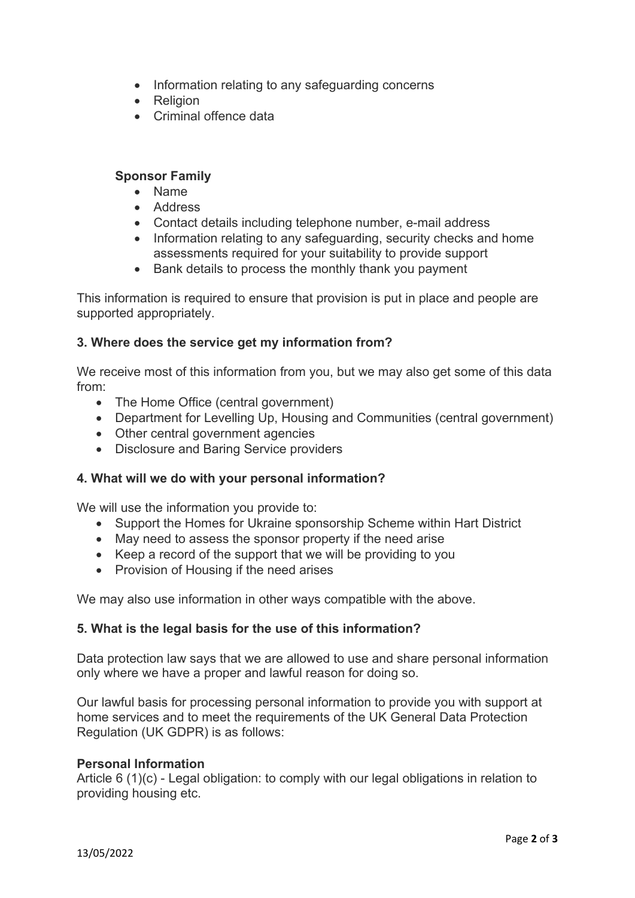- Information relating to any safeguarding concerns
- Religion
- Criminal offence data

**Sponsor Family**

- Name
- Address
- Contact details including telephone number, e-mail address
- Information relating to any safeguarding, security checks and home assessments required for your suitability to provide support
- Bank details to process the monthly thank you payment

This information is required to ensure that provision is put in place and people are supported appropriately.

### 3. Where does the service get my information from?

We receive most of this information from you, but we may also get some of this data from:

- The Home Office (central government)
- Department for Levelling Up, Housing and Communities (central government)
- Other central government agencies
- Disclosure and Baring Service providers

### 4. What will we do with your personal information?

We will use the information you provide to:

- Support the Homes for Ukraine sponsorship Scheme within Hart District
- May need to assess the sponsor property if the need arise
- Keep a record of the support that we will be providing to you
- Provision of Housing if the need arises

We may also use information in other ways compatible with the above.

### 5. What is the legal basis for the use of this information?

Data protection law says that we are allowed to use and share personal information only where we have a proper and lawful reason for doing so.

Our lawful basis for processing personal information to provide you with support at home services and to meet the requirements of the UK General Data Protection Regulation (UK GDPR) is as follows:

**Personal Information**
Article 6 (1)(c) - Legal obligation: to comply with our legal obligations in relation to providing housing etc.

13/05/2022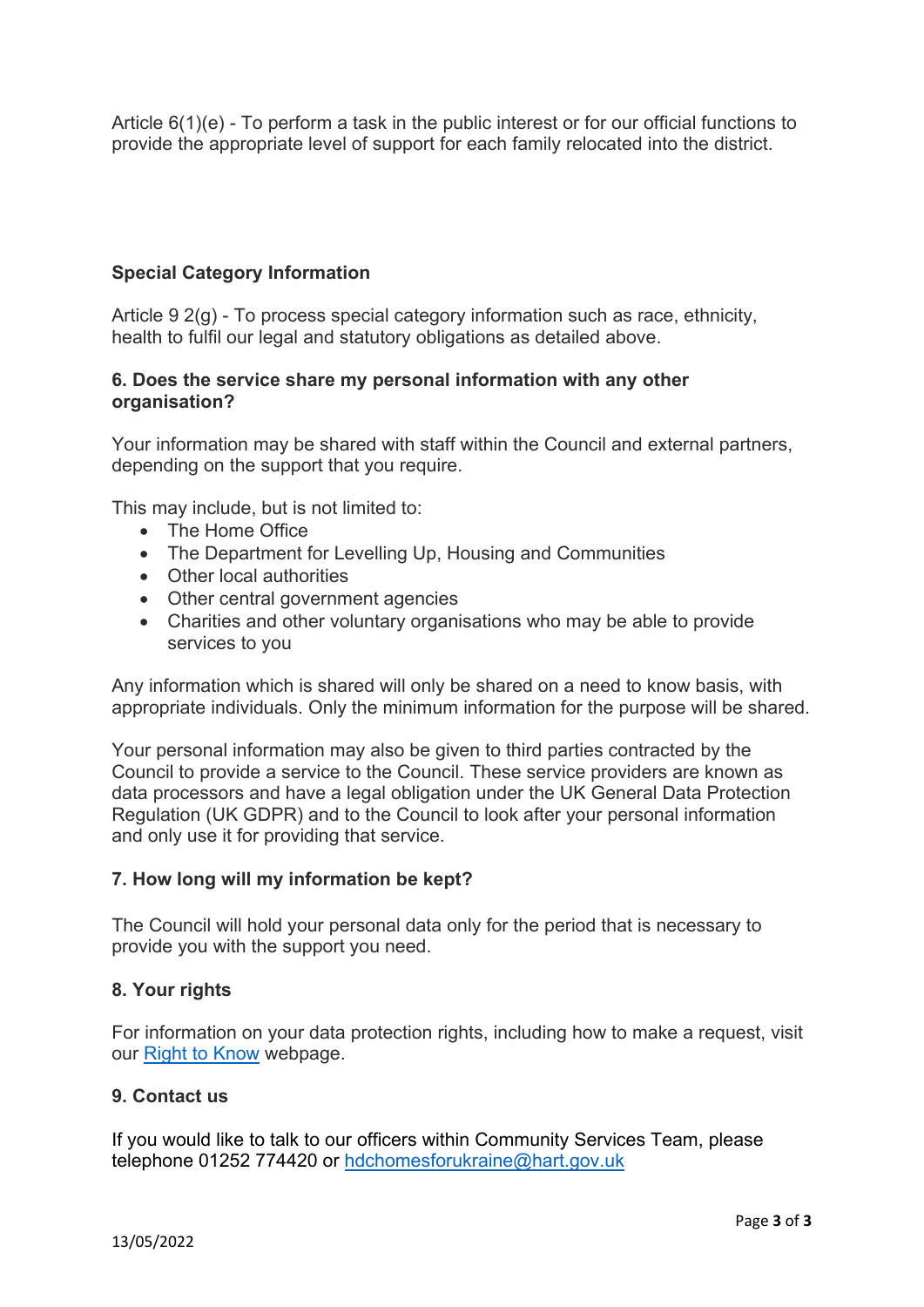Article 6(1)(e) - To perform a task in the public interest or for our official functions to provide the appropriate level of support for each family relocated into the district.

**Special Category Information**

Article 9 2(g) - To process special category information such as race, ethnicity, health to fulfil our legal and statutory obligations as detailed above.

### 6. Does the service share my personal information with any other organisation?

Your information may be shared with staff within the Council and external partners, depending on the support that you require.

This may include, but is not limited to:

- The Home Office
- The Department for Levelling Up, Housing and Communities
- Other local authorities
- Other central government agencies
- Charities and other voluntary organisations who may be able to provide services to you

Any information which is shared will only be shared on a need to know basis, with appropriate individuals. Only the minimum information for the purpose will be shared.

Your personal information may also be given to third parties contracted by the Council to provide a service to the Council. These service providers are known as data processors and have a legal obligation under the UK General Data Protection Regulation (UK GDPR) and to the Council to look after your personal information and only use it for providing that service.

### 7. How long will my information be kept?

The Council will hold your personal data only for the period that is necessary to provide you with the support you need.

### 8. Your rights

For information on your data protection rights, including how to make a request, visit our [Right to Know]() webpage.

### 9. Contact us

If you would like to talk to our officers within Community Services Team, please telephone 01252 774420 or [hdchomesforukraine@hart.gov.uk](mailto:hdchomesforukraine@hart.gov.uk)

13/05/2022